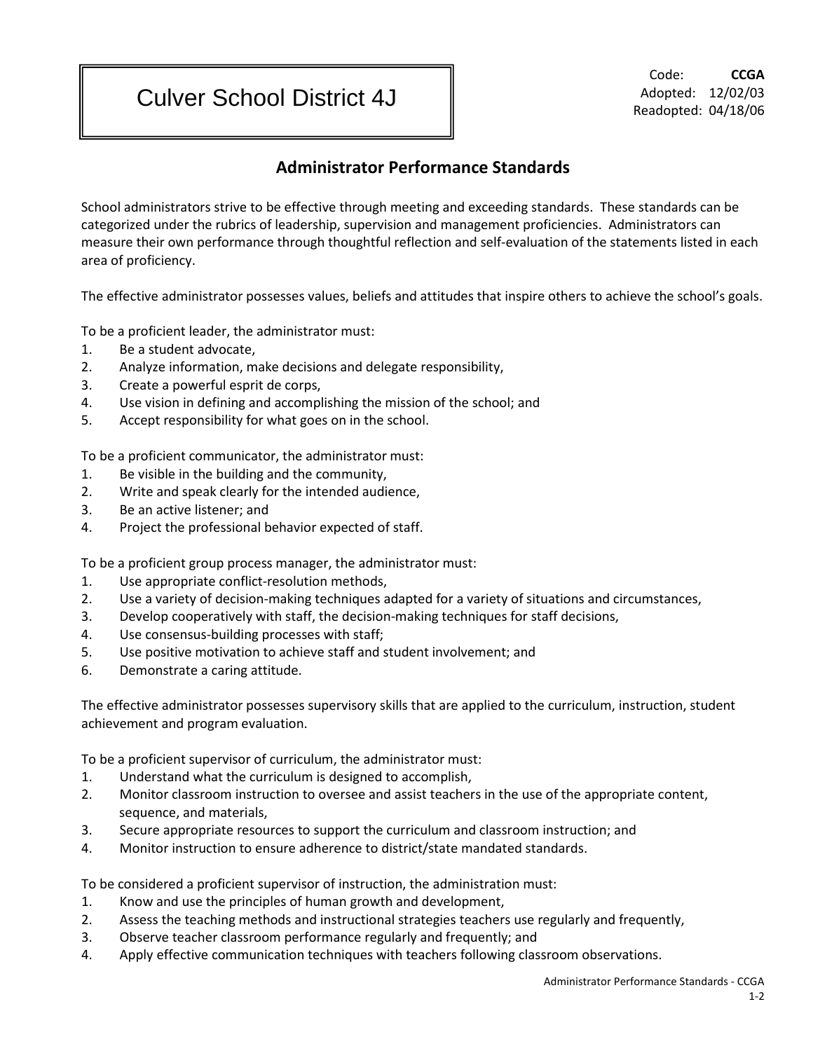# Culver School District 4J

Code: **CCGA**
Adopted: 12/02/03
Readopted: 04/18/06

## Administrator Performance Standards

School administrators strive to be effective through meeting and exceeding standards. These standards can be categorized under the rubrics of leadership, supervision and management proficiencies. Administrators can measure their own performance through thoughtful reflection and self-evaluation of the statements listed in each area of proficiency.

The effective administrator possesses values, beliefs and attitudes that inspire others to achieve the school's goals.

To be a proficient leader, the administrator must:

1. Be a student advocate,
2. Analyze information, make decisions and delegate responsibility,
3. Create a powerful esprit de corps,
4. Use vision in defining and accomplishing the mission of the school; and
5. Accept responsibility for what goes on in the school.

To be a proficient communicator, the administrator must:

1. Be visible in the building and the community,
2. Write and speak clearly for the intended audience,
3. Be an active listener; and
4. Project the professional behavior expected of staff.

To be a proficient group process manager, the administrator must:

1. Use appropriate conflict-resolution methods,
2. Use a variety of decision-making techniques adapted for a variety of situations and circumstances,
3. Develop cooperatively with staff, the decision-making techniques for staff decisions,
4. Use consensus-building processes with staff;
5. Use positive motivation to achieve staff and student involvement; and
6. Demonstrate a caring attitude.

The effective administrator possesses supervisory skills that are applied to the curriculum, instruction, student achievement and program evaluation.

To be a proficient supervisor of curriculum, the administrator must:

1. Understand what the curriculum is designed to accomplish,
2. Monitor classroom instruction to oversee and assist teachers in the use of the appropriate content, sequence, and materials,
3. Secure appropriate resources to support the curriculum and classroom instruction; and
4. Monitor instruction to ensure adherence to district/state mandated standards.

To be considered a proficient supervisor of instruction, the administration must:

1. Know and use the principles of human growth and development,
2. Assess the teaching methods and instructional strategies teachers use regularly and frequently,
3. Observe teacher classroom performance regularly and frequently; and
4. Apply effective communication techniques with teachers following classroom observations.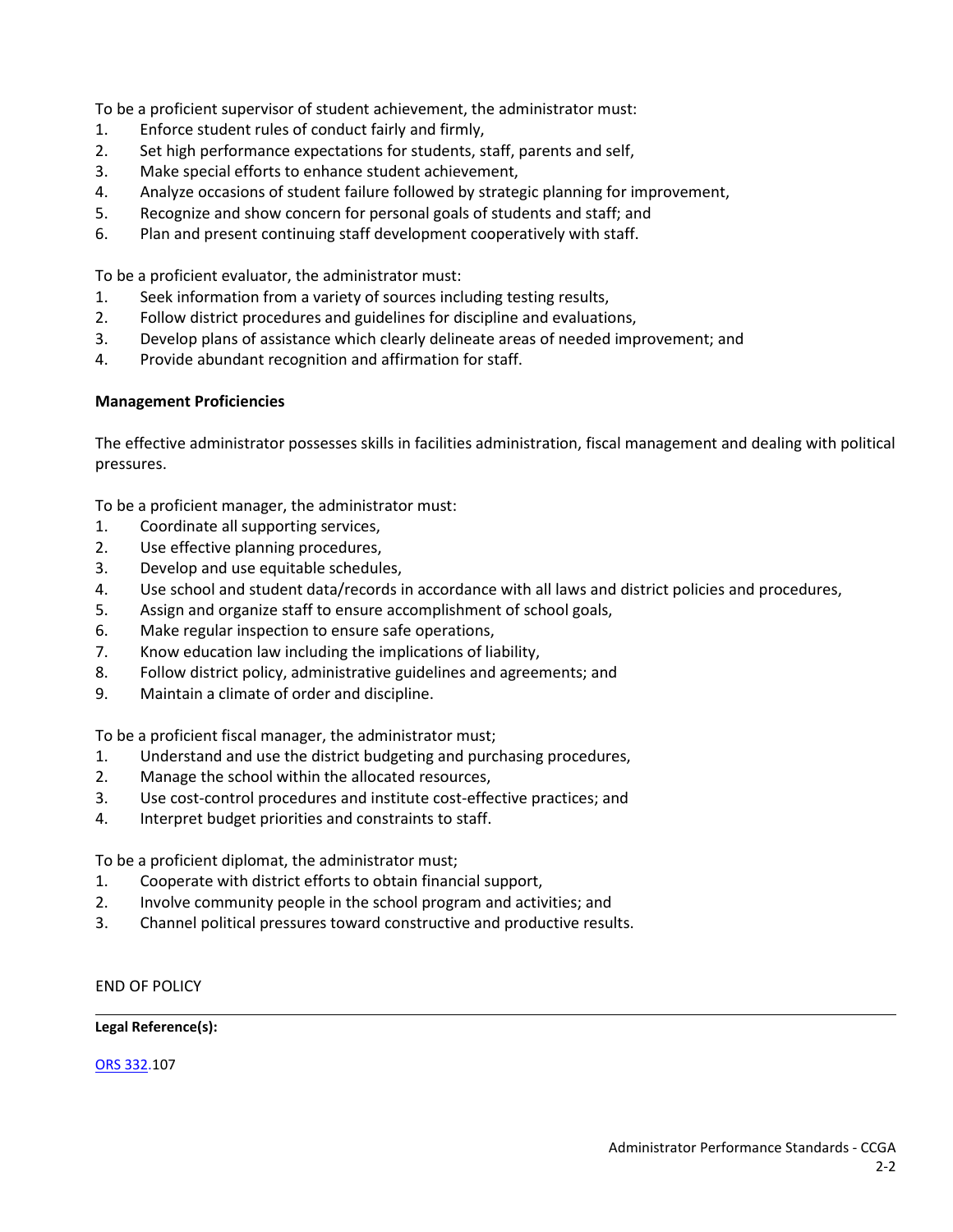To be a proficient supervisor of student achievement, the administrator must:

1. Enforce student rules of conduct fairly and firmly,
2. Set high performance expectations for students, staff, parents and self,
3. Make special efforts to enhance student achievement,
4. Analyze occasions of student failure followed by strategic planning for improvement,
5. Recognize and show concern for personal goals of students and staff; and
6. Plan and present continuing staff development cooperatively with staff.

To be a proficient evaluator, the administrator must:

1. Seek information from a variety of sources including testing results,
2. Follow district procedures and guidelines for discipline and evaluations,
3. Develop plans of assistance which clearly delineate areas of needed improvement; and
4. Provide abundant recognition and affirmation for staff.

**Management Proficiencies**

The effective administrator possesses skills in facilities administration, fiscal management and dealing with political pressures.

To be a proficient manager, the administrator must:

1. Coordinate all supporting services,
2. Use effective planning procedures,
3. Develop and use equitable schedules,
4. Use school and student data/records in accordance with all laws and district policies and procedures,
5. Assign and organize staff to ensure accomplishment of school goals,
6. Make regular inspection to ensure safe operations,
7. Know education law including the implications of liability,
8. Follow district policy, administrative guidelines and agreements; and
9. Maintain a climate of order and discipline.

To be a proficient fiscal manager, the administrator must;

1. Understand and use the district budgeting and purchasing procedures,
2. Manage the school within the allocated resources,
3. Use cost-control procedures and institute cost-effective practices; and
4. Interpret budget priorities and constraints to staff.

To be a proficient diplomat, the administrator must;

1. Cooperate with district efforts to obtain financial support,
2. Involve community people in the school program and activities; and
3. Channel political pressures toward constructive and productive results.

END OF POLICY

---

**Legal Reference(s):**

ORS 332.107